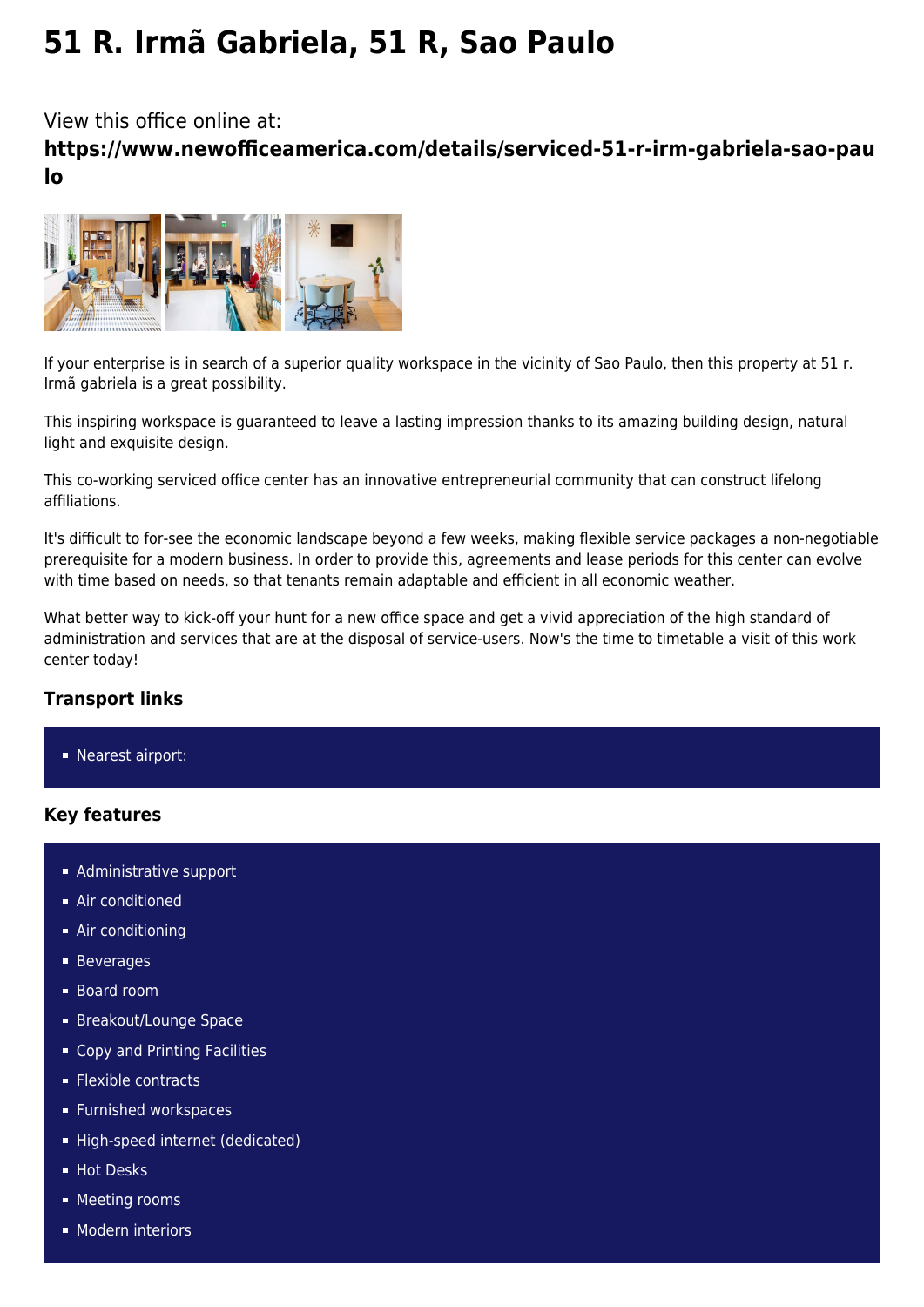# 51 R. Irmã Gabriela, 51 R, Sao Paulo

View this office online at:

**https://www.newofficeamerica.com/details/serviced-51-r-irm-gabriela-sao-paulo**

If your enterprise is in search of a superior quality workspace in the vicinity of Sao Paulo, then this property at 51 r. Irmã gabriela is a great possibility.

This inspiring workspace is guaranteed to leave a lasting impression thanks to its amazing building design, natural light and exquisite design.

This co-working serviced office center has an innovative entrepreneurial community that can construct lifelong affiliations.

It's difficult to for-see the economic landscape beyond a few weeks, making flexible service packages a non-negotiable prerequisite for a modern business. In order to provide this, agreements and lease periods for this center can evolve with time based on needs, so that tenants remain adaptable and efficient in all economic weather.

What better way to kick-off your hunt for a new office space and get a vivid appreciation of the high standard of administration and services that are at the disposal of service-users. Now's the time to timetable a visit of this work center today!

### Transport links

- Nearest airport:

### Key features

- Administrative support
- Air conditioned
- Air conditioning
- Beverages
- Board room
- Breakout/Lounge Space
- Copy and Printing Facilities
- Flexible contracts
- Furnished workspaces
- High-speed internet (dedicated)
- Hot Desks
- Meeting rooms
- Modern interiors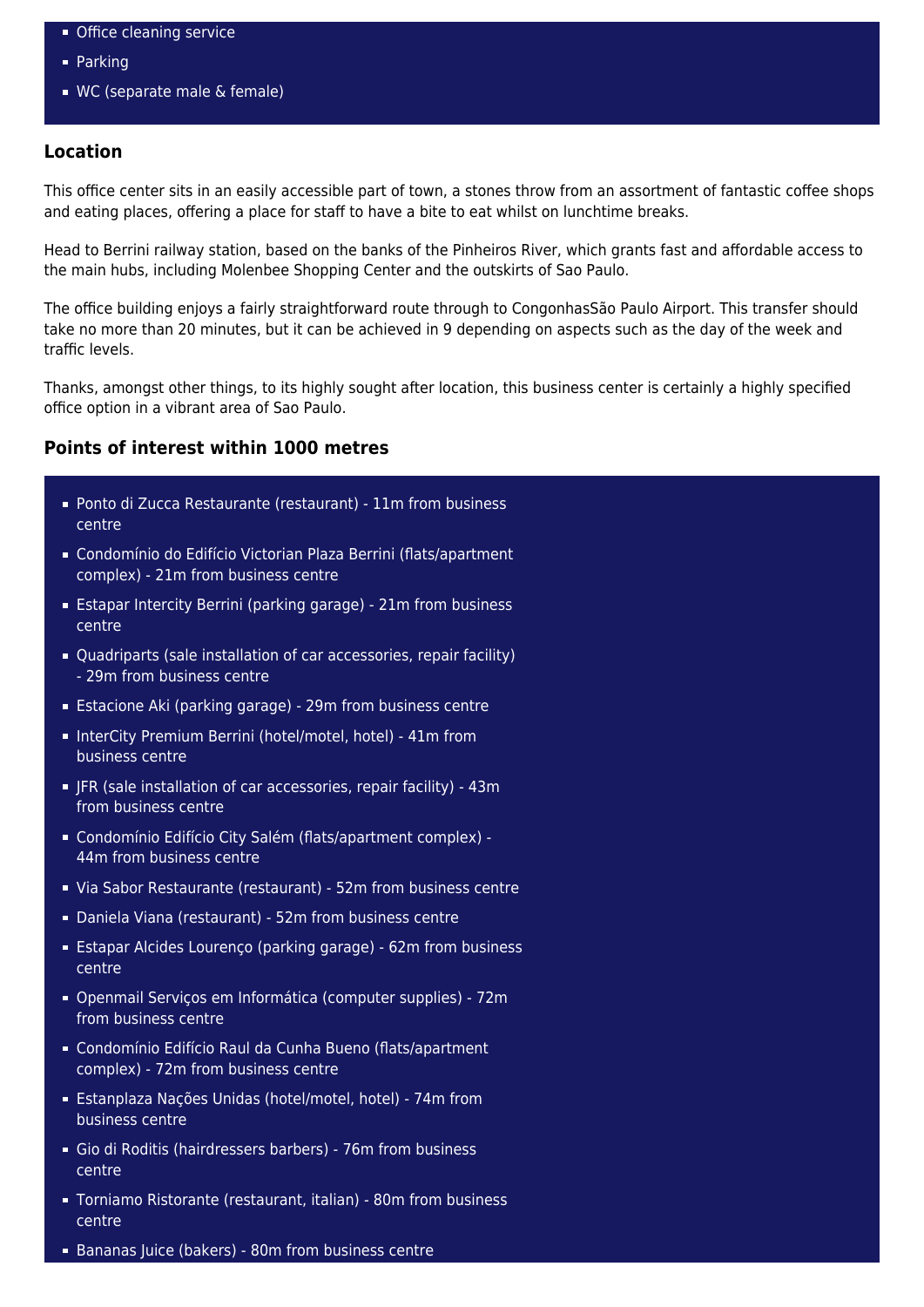- Office cleaning service
- Parking
- WC (separate male & female)

### Location

This office center sits in an easily accessible part of town, a stones throw from an assortment of fantastic coffee shops and eating places, offering a place for staff to have a bite to eat whilst on lunchtime breaks.

Head to Berrini railway station, based on the banks of the Pinheiros River, which grants fast and affordable access to the main hubs, including Molenbee Shopping Center and the outskirts of Sao Paulo.

The office building enjoys a fairly straightforward route through to CongonhasSão Paulo Airport. This transfer should take no more than 20 minutes, but it can be achieved in 9 depending on aspects such as the day of the week and traffic levels.

Thanks, amongst other things, to its highly sought after location, this business center is certainly a highly specified office option in a vibrant area of Sao Paulo.

### Points of interest within 1000 metres

- Ponto di Zucca Restaurante (restaurant) - 11m from business centre
- Condomínio do Edifício Victorian Plaza Berrini (flats/apartment complex) - 21m from business centre
- Estapar Intercity Berrini (parking garage) - 21m from business centre
- Quadriparts (sale installation of car accessories, repair facility) - 29m from business centre
- Estacione Aki (parking garage) - 29m from business centre
- InterCity Premium Berrini (hotel/motel, hotel) - 41m from business centre
- JFR (sale installation of car accessories, repair facility) - 43m from business centre
- Condomínio Edifício City Salém (flats/apartment complex) - 44m from business centre
- Via Sabor Restaurante (restaurant) - 52m from business centre
- Daniela Viana (restaurant) - 52m from business centre
- Estapar Alcides Lourenço (parking garage) - 62m from business centre
- Openmail Serviços em Informática (computer supplies) - 72m from business centre
- Condomínio Edifício Raul da Cunha Bueno (flats/apartment complex) - 72m from business centre
- Estanplaza Nações Unidas (hotel/motel, hotel) - 74m from business centre
- Gio di Roditis (hairdressers barbers) - 76m from business centre
- Torniamo Ristorante (restaurant, italian) - 80m from business centre
- Bananas Juice (bakers) - 80m from business centre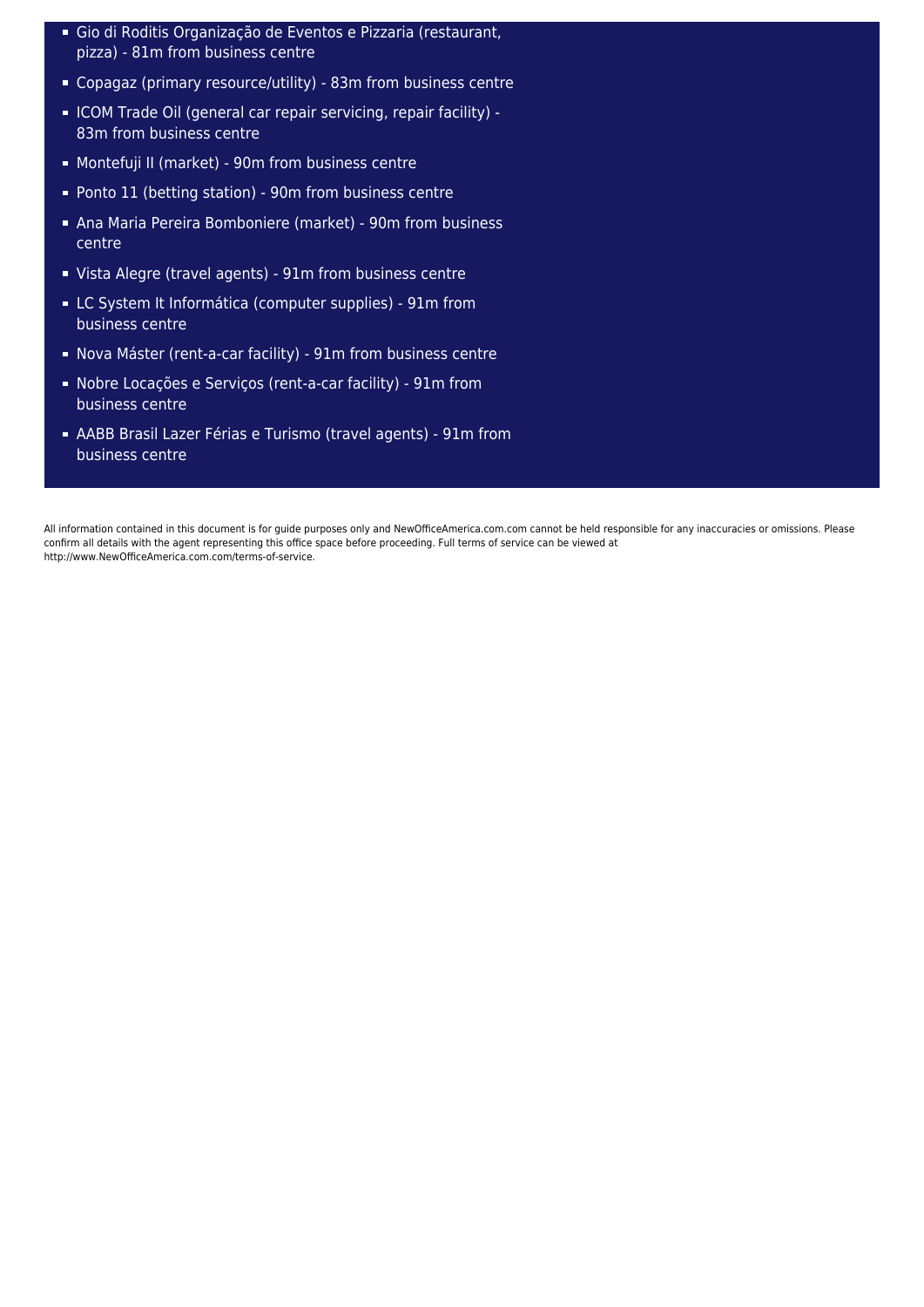- Gio di Roditis Organização de Eventos e Pizzaria (restaurant, pizza) - 81m from business centre
- Copagaz (primary resource/utility) - 83m from business centre
- ICOM Trade Oil (general car repair servicing, repair facility) - 83m from business centre
- Montefuji II (market) - 90m from business centre
- Ponto 11 (betting station) - 90m from business centre
- Ana Maria Pereira Bomboniere (market) - 90m from business centre
- Vista Alegre (travel agents) - 91m from business centre
- LC System It Informática (computer supplies) - 91m from business centre
- Nova Máster (rent-a-car facility) - 91m from business centre
- Nobre Locações e Serviços (rent-a-car facility) - 91m from business centre
- AABB Brasil Lazer Férias e Turismo (travel agents) - 91m from business centre

All information contained in this document is for guide purposes only and NewOfficeAmerica.com.com cannot be held responsible for any inaccuracies or omissions. Please confirm all details with the agent representing this office space before proceeding. Full terms of service can be viewed at http://www.NewOfficeAmerica.com.com/terms-of-service.